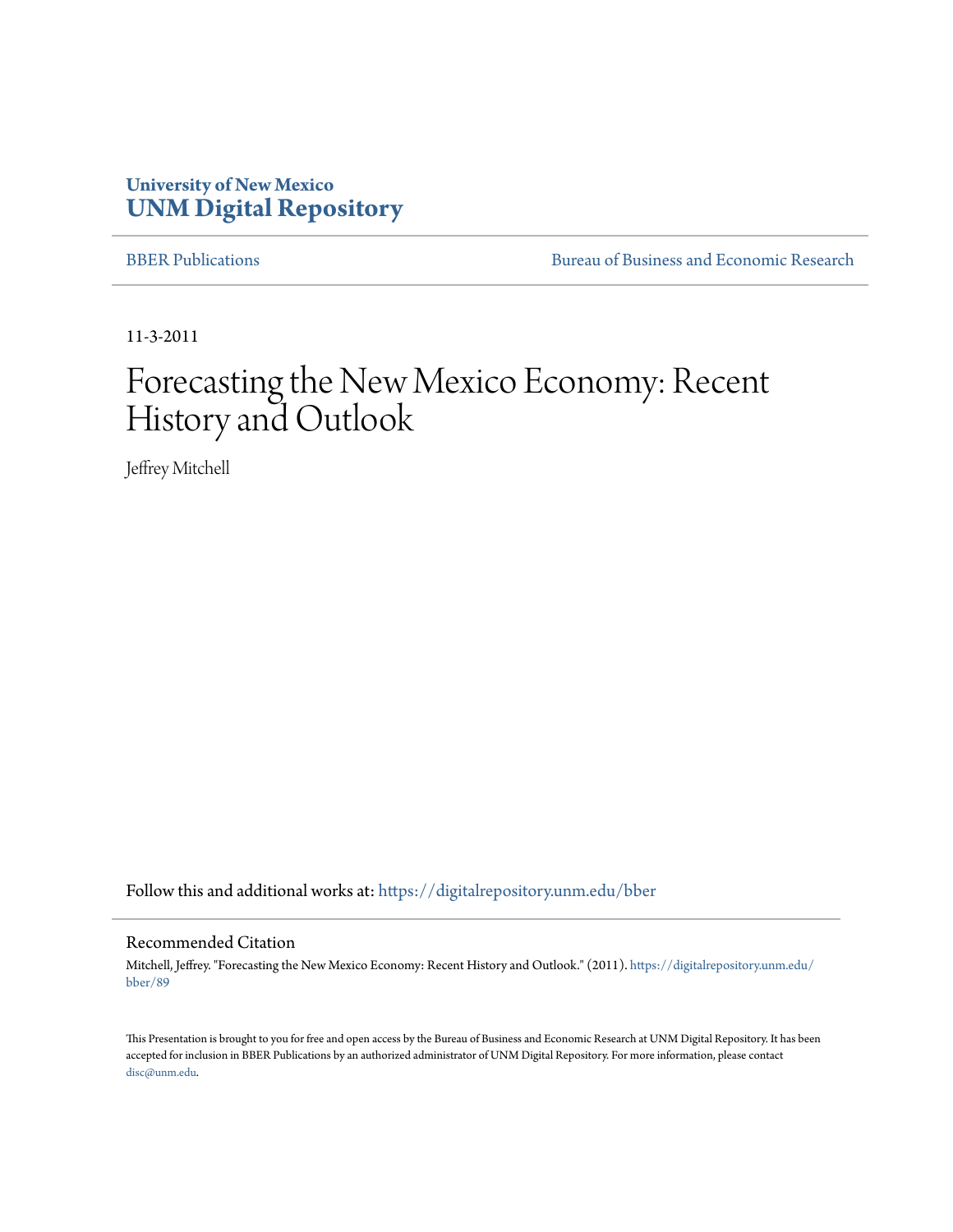University of New Mexico
# UNM Digital Repository

BBER Publications | Bureau of Business and Economic Research

11-3-2011

# Forecasting the New Mexico Economy: Recent History and Outlook

Jeffrey Mitchell

Follow this and additional works at: https://digitalrepository.unm.edu/bber

## Recommended Citation

Mitchell, Jeffrey. "Forecasting the New Mexico Economy: Recent History and Outlook." (2011). https://digitalrepository.unm.edu/bber/89

This Presentation is brought to you for free and open access by the Bureau of Business and Economic Research at UNM Digital Repository. It has been accepted for inclusion in BBER Publications by an authorized administrator of UNM Digital Repository. For more information, please contact disc@unm.edu.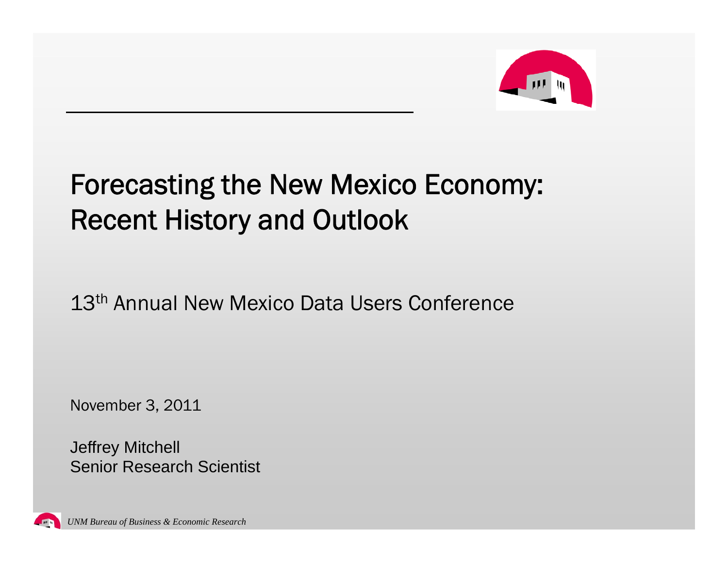# Forecasting the New Mexico Economy: Recent History and Outlook

13th Annual New Mexico Data Users Conference

November 3, 2011

Jeffrey Mitchell
Senior Research Scientist

*UNM Bureau of Business & Economic Research*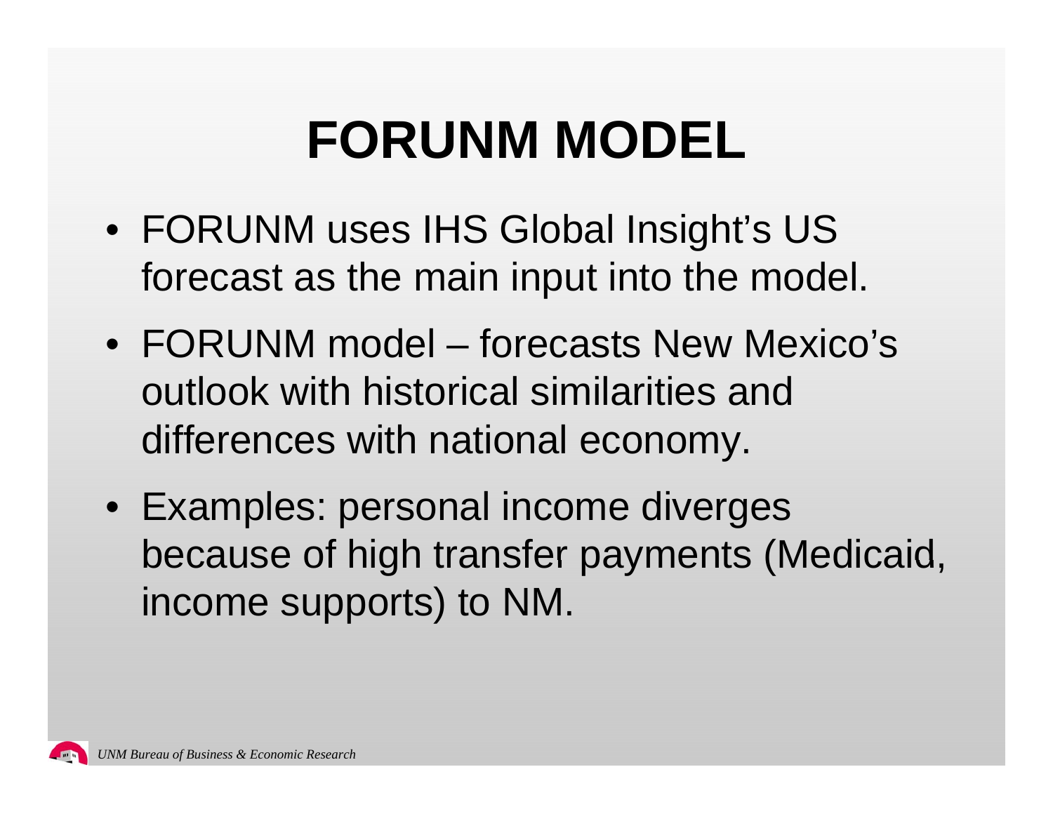# FORUNM MODEL

- FORUNM uses IHS Global Insight's US forecast as the main input into the model.
- FORUNM model – forecasts New Mexico's outlook with historical similarities and differences with national economy.
- Examples: personal income diverges because of high transfer payments (Medicaid, income supports) to NM.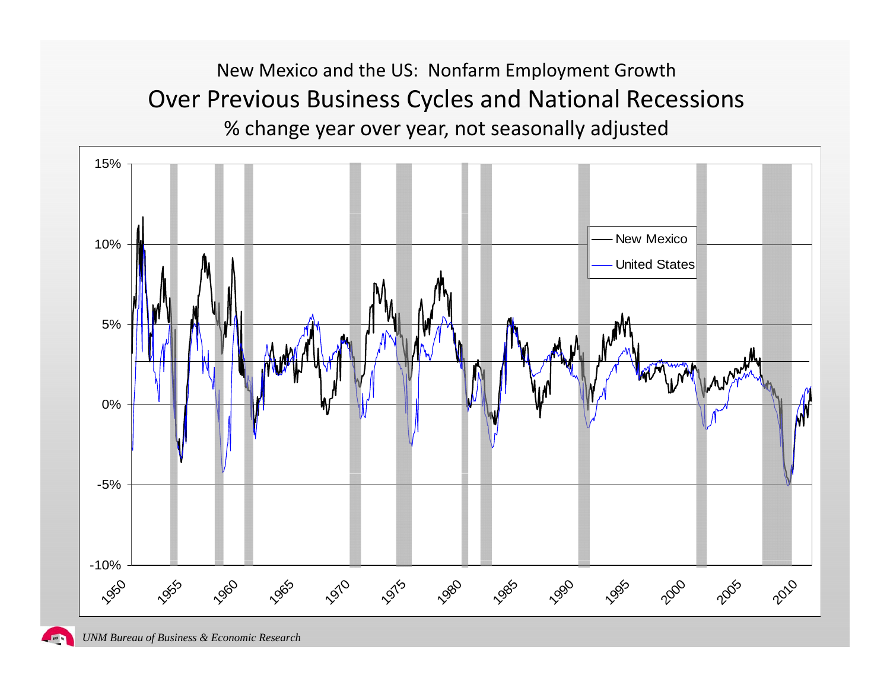# New Mexico and the US: Nonfarm Employment Growth

## Over Previous Business Cycles and National Recessions

% change year over year, not seasonally adjusted

*UNM Bureau of Business & Economic Research*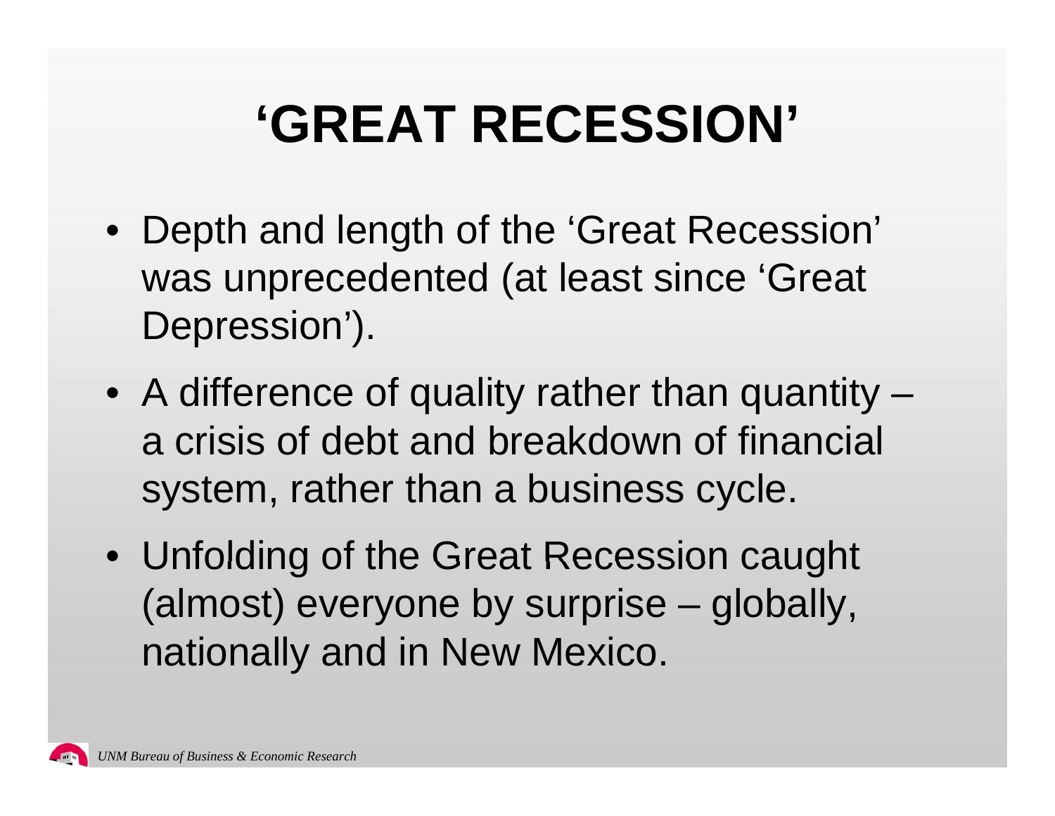# 'GREAT RECESSION'

- Depth and length of the 'Great Recession' was unprecedented (at least since 'Great Depression').
- A difference of quality rather than quantity – a crisis of debt and breakdown of financial system, rather than a business cycle.
- Unfolding of the Great Recession caught (almost) everyone by surprise – globally, nationally and in New Mexico.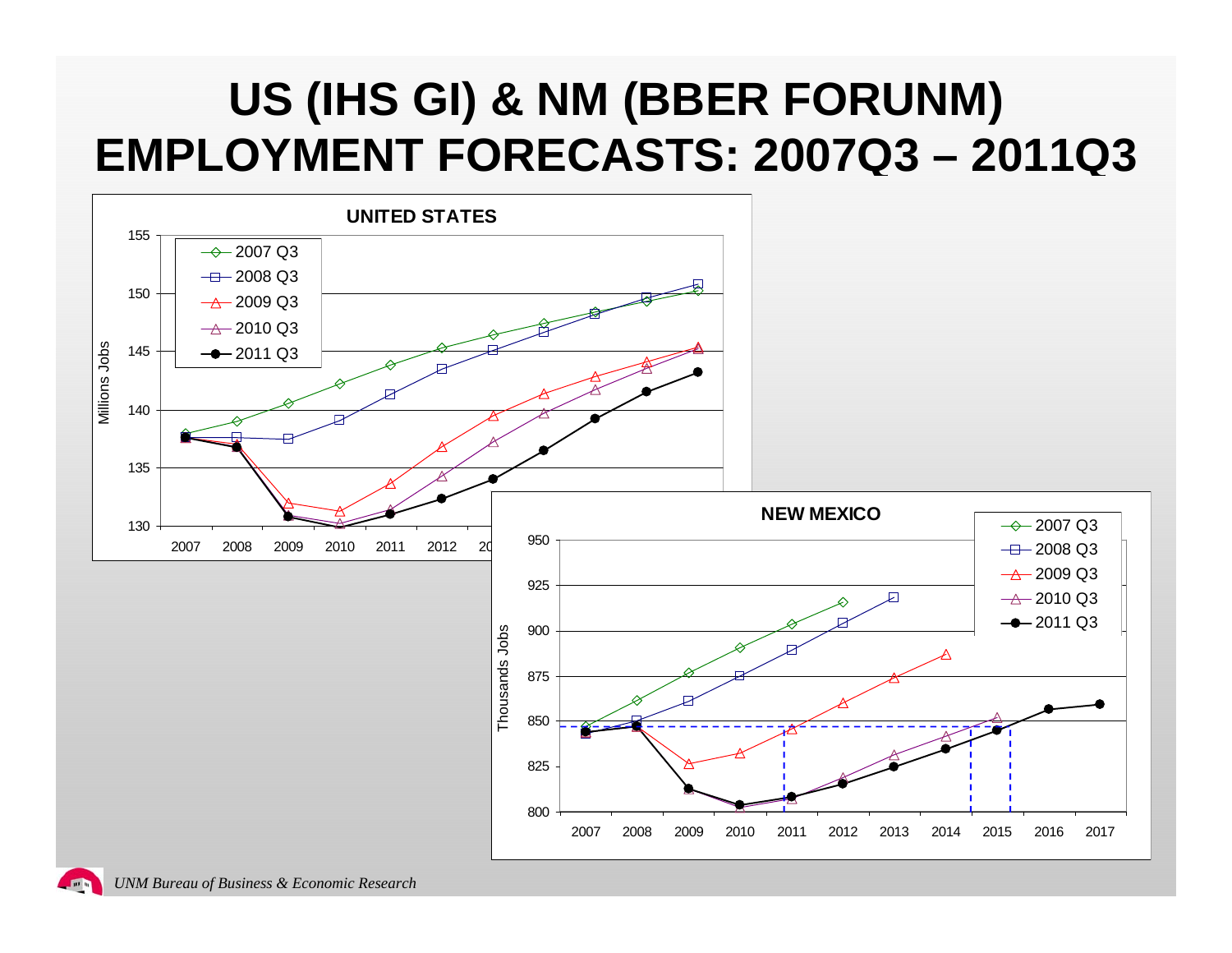# US (IHS GI) & NM (BBER FORUNM) EMPLOYMENT FORECASTS: 2007Q3 – 2011Q3

**UNITED STATES**

Millions Jobs

Legend: 2007 Q3, 2008 Q3, 2009 Q3, 2010 Q3, 2011 Q3

**NEW MEXICO**

Thousands Jobs

Legend: 2007 Q3, 2008 Q3, 2009 Q3, 2010 Q3, 2011 Q3

*UNM Bureau of Business & Economic Research*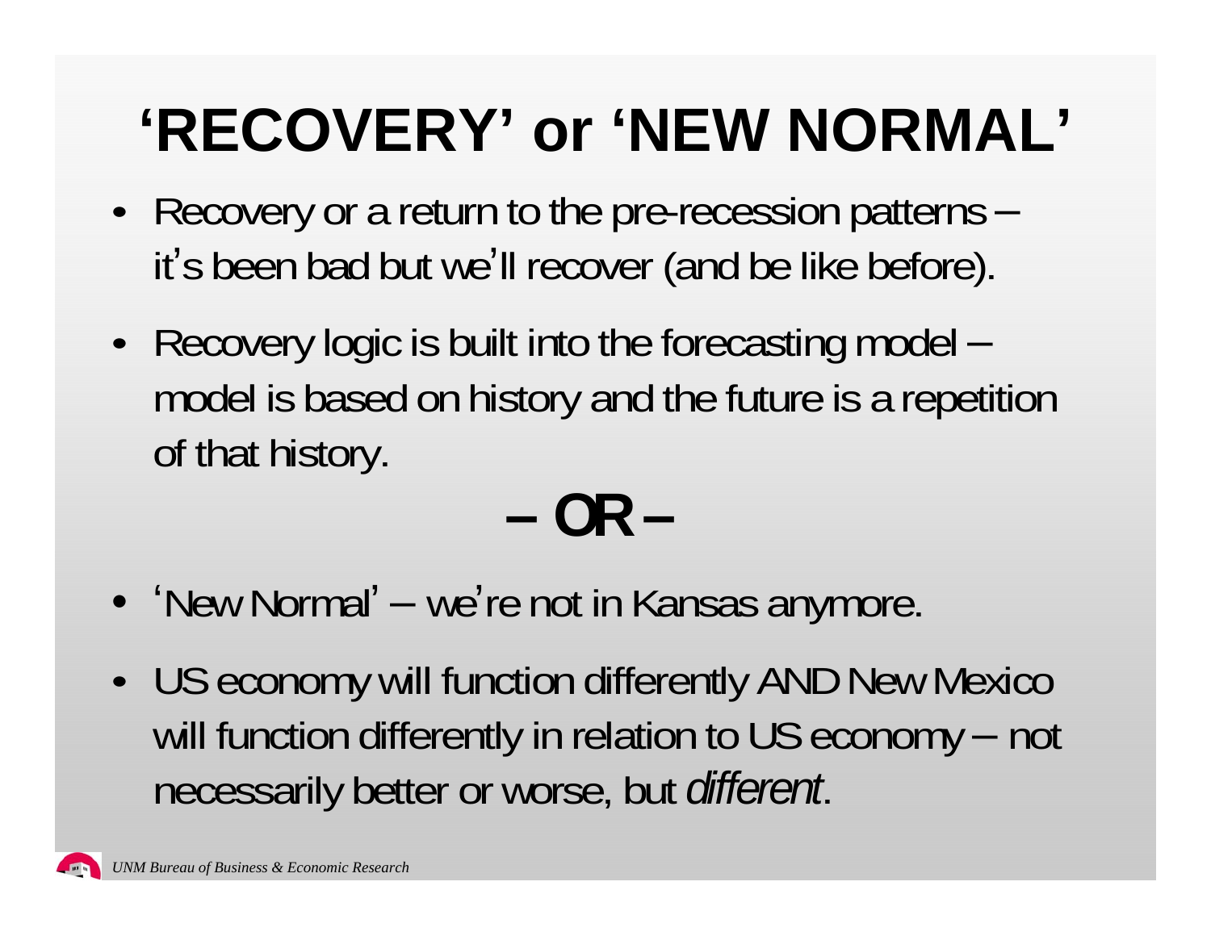# 'RECOVERY' or 'NEW NORMAL'

- Recovery or a return to the pre-recession patterns – it's been bad but we'll recover (and be like before).
- Recovery logic is built into the forecasting model – model is based on history and the future is a repetition of that history.

**– OR –**

- 'New Normal' – we're not in Kansas anymore.
- US economy will function differently AND New Mexico will function differently in relation to US economy – not necessarily better or worse, but *different*.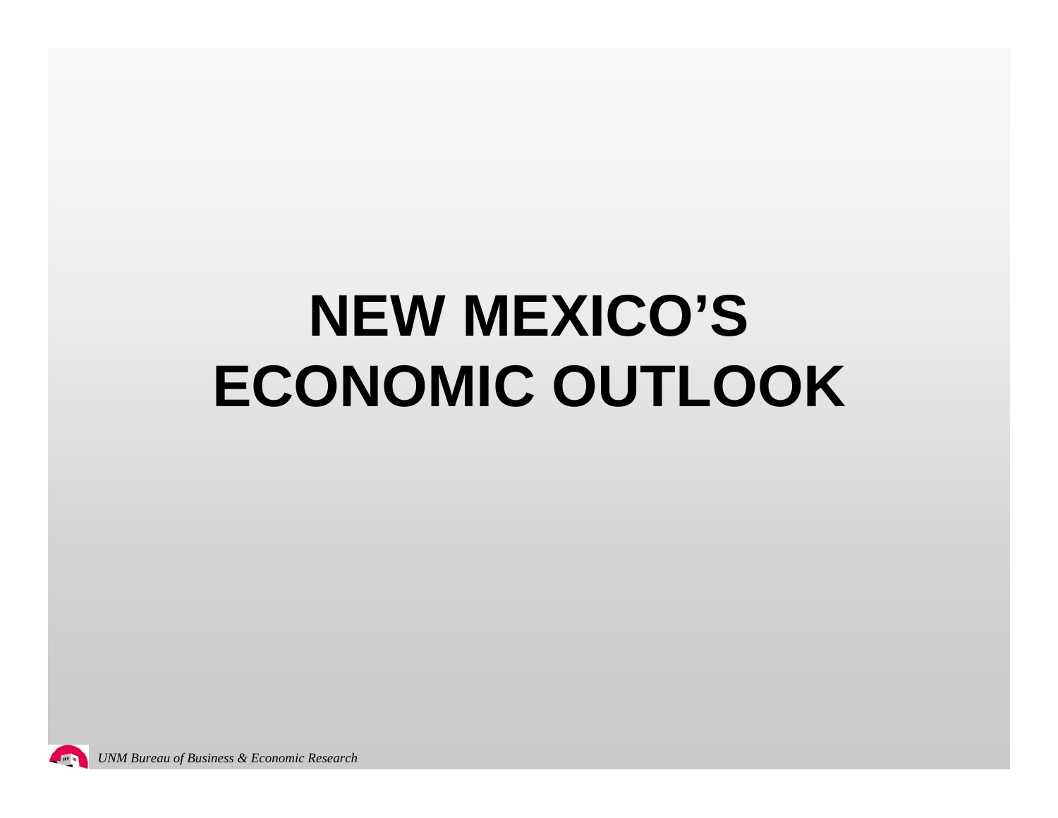# NEW MEXICO'S ECONOMIC OUTLOOK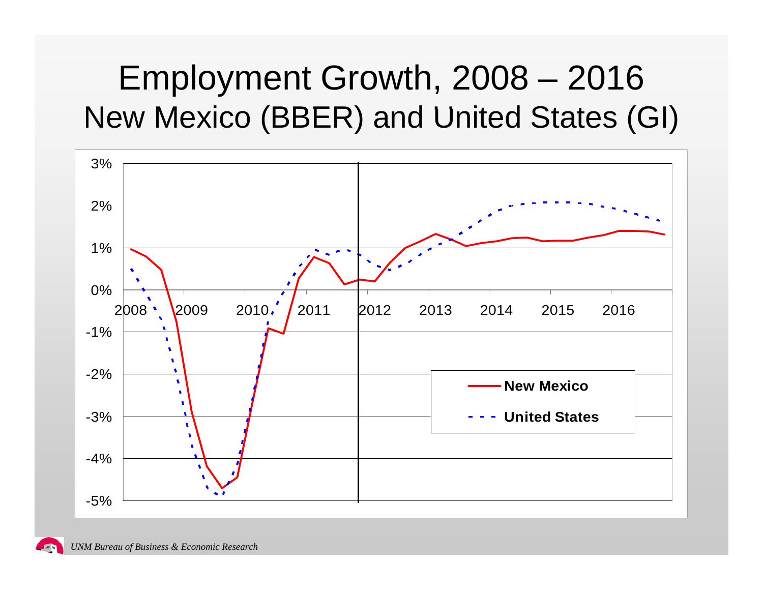# Employment Growth, 2008 – 2016

## New Mexico (BBER) and United States (GI)

*UNM Bureau of Business & Economic Research*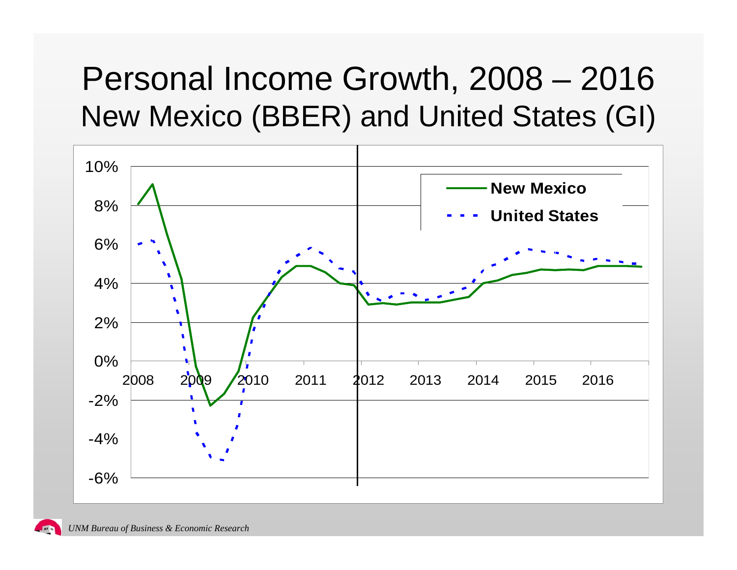# Personal Income Growth, 2008 – 2016

## New Mexico (BBER) and United States (GI)

10%
8%
6%
4%
2%
0%
-2%
-4%
-6%

2008 2009 2010 2011 2012 2013 2014 2015 2016

New Mexico

United States

*UNM Bureau of Business & Economic Research*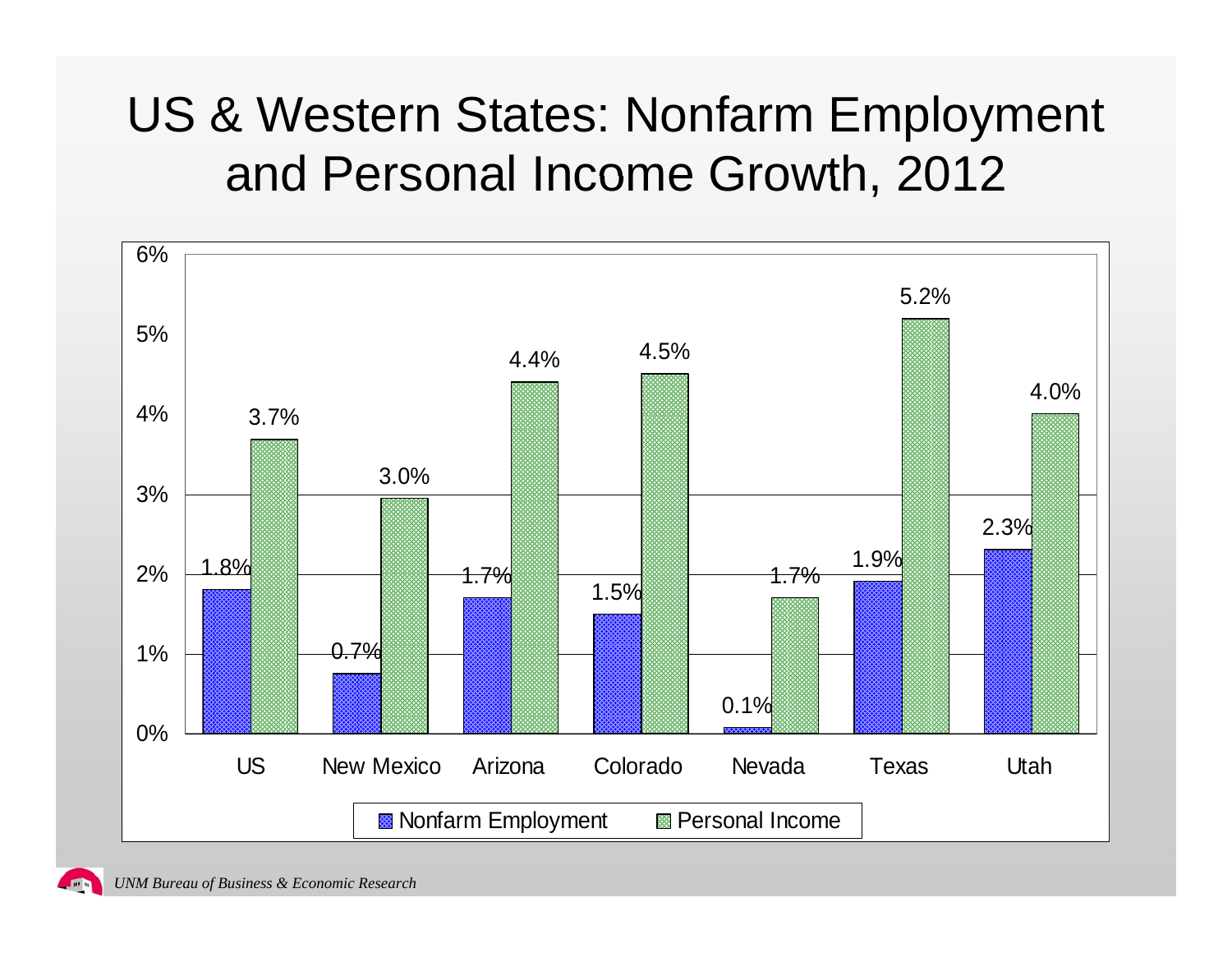# US & Western States: Nonfarm Employment and Personal Income Growth, 2012

| | Nonfarm Employment | Personal Income |
|---|---|---|
| US | 1.8% | 3.7% |
| New Mexico | 0.7% | 3.0% |
| Arizona | 1.7% | 4.4% |
| Colorado | 1.5% | 4.5% |
| Nevada | 0.1% | 1.7% |
| Texas | 1.9% | 5.2% |
| Utah | 2.3% | 4.0% |

*UNM Bureau of Business & Economic Research*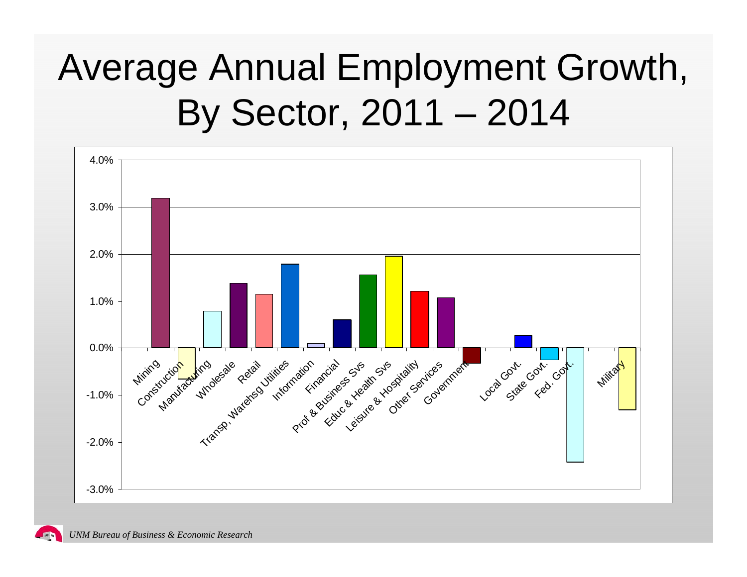# Average Annual Employment Growth, By Sector, 2011 – 2014

4.0%
3.0%
2.0%
1.0%
0.0%
-1.0%
-2.0%
-3.0%

Mining, Construction, Manufacturing, Wholesale, Retail, Transp, Warehsg Utilities, Information, Financial, Prof & Business Svs, Educ & Health Svs, Leisure & Hospitality, Other Services, Government, Local Govt., State Govt., Fed. Govt., Military

*UNM Bureau of Business & Economic Research*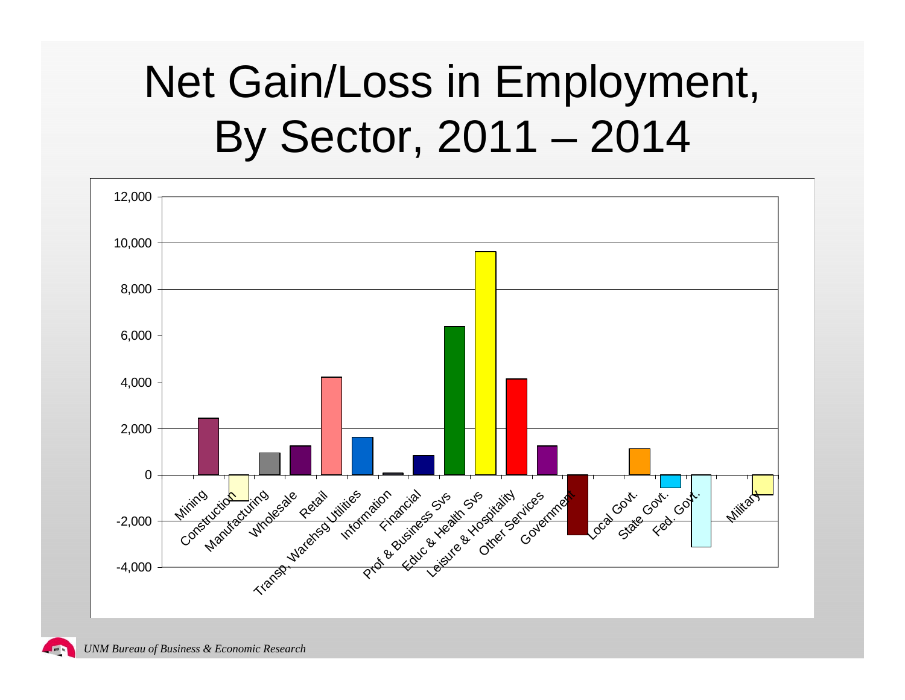# Net Gain/Loss in Employment, By Sector, 2011 – 2014

12,000
10,000
8,000
6,000
4,000
2,000
0
-2,000
-4,000

Mining
Construction
Manufacturing
Wholesale
Retail
Transp, Warehsg Utilities
Information
Financial
Prof & Business Svs
Educ & Health Svs
Leisure & Hospitality
Other Services
Government
Local Govt.
State Govt.
Fed. Govt.
Military

*UNM Bureau of Business & Economic Research*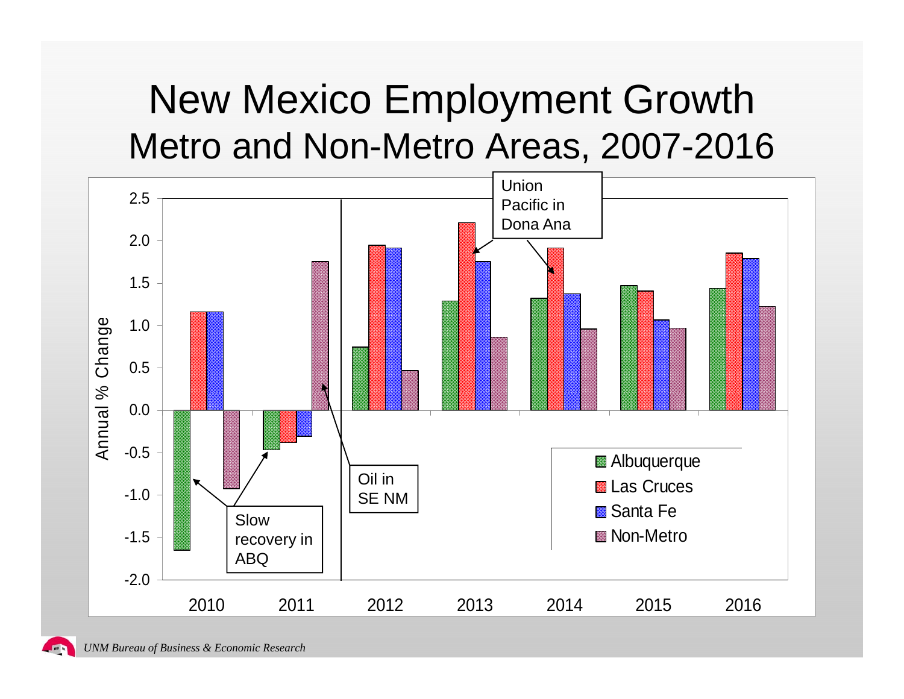# New Mexico Employment Growth

## Metro and Non-Metro Areas, 2007-2016

Annual % Change

| Year | Albuquerque | Las Cruces | Santa Fe | Non-Metro |
|---|---|---|---|---|
| 2010 | -1.65 | 1.16 | 1.16 | -0.92 |
| 2011 | -0.46 | -0.38 | -0.30 | 1.76 |
| 2012 | 0.75 | 1.95 | 1.92 | 0.47 |
| 2013 | 1.29 | 2.22 | 1.76 | 0.87 |
| 2014 | 1.33 | 1.92 | 1.38 | 0.96 |
| 2015 | 1.47 | 1.41 | 1.07 | 0.97 |
| 2016 | 1.44 | 1.86 | 1.79 | 1.23 |

Annotations:
- Slow recovery in ABQ (2010–2011, Albuquerque)
- Oil in SE NM (2011, Non-Metro)
- Union Pacific in Dona Ana (2013–2014, Las Cruces)

*UNM Bureau of Business & Economic Research*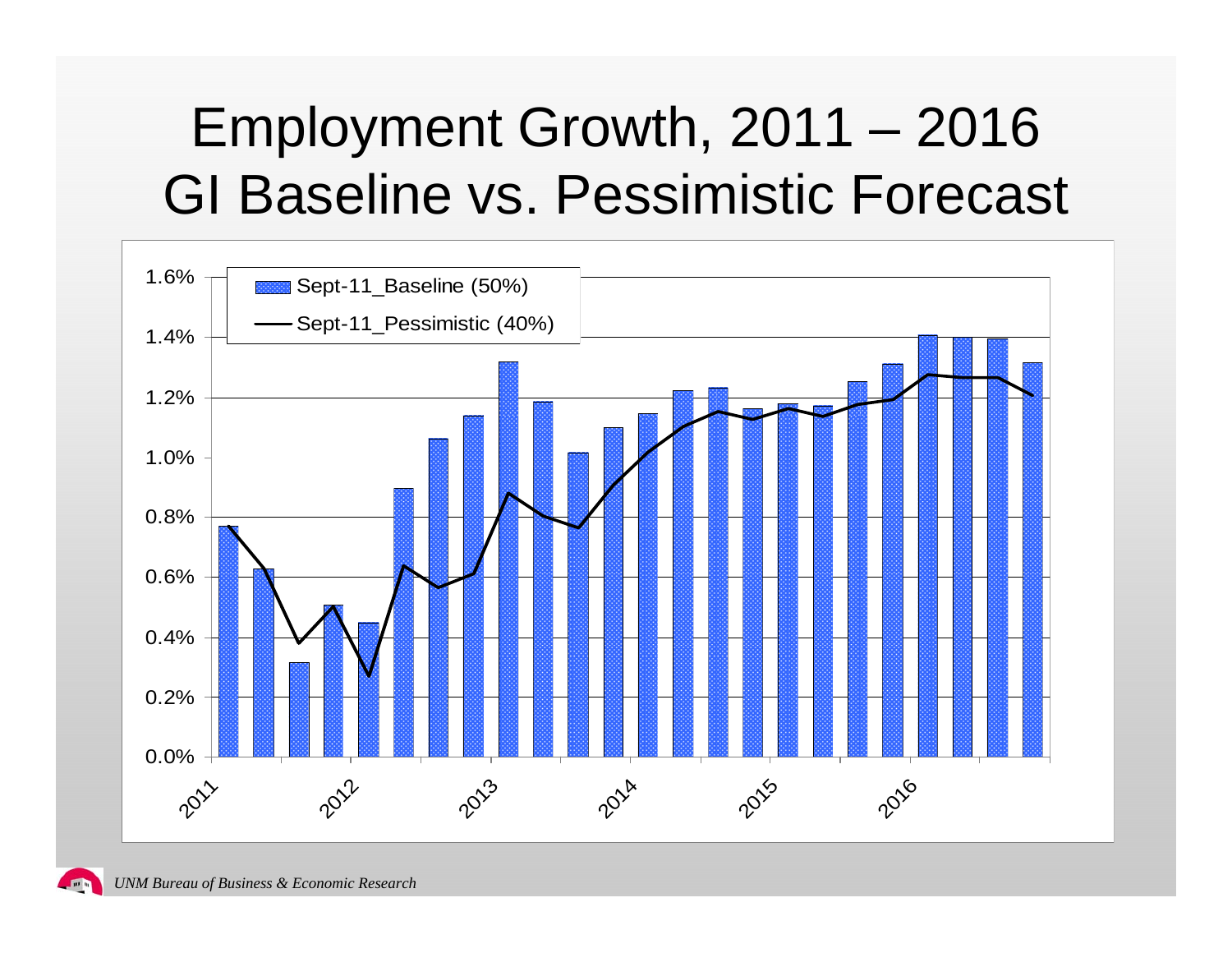# Employment Growth, 2011 – 2016
# GI Baseline vs. Pessimistic Forecast

1.6%
1.4%
1.2%
1.0%
0.8%
0.6%
0.4%
0.2%
0.0%

Sept-11_Baseline (50%)

Sept-11_Pessimistic (40%)

2011 2012 2013 2014 2015 2016

*UNM Bureau of Business & Economic Research*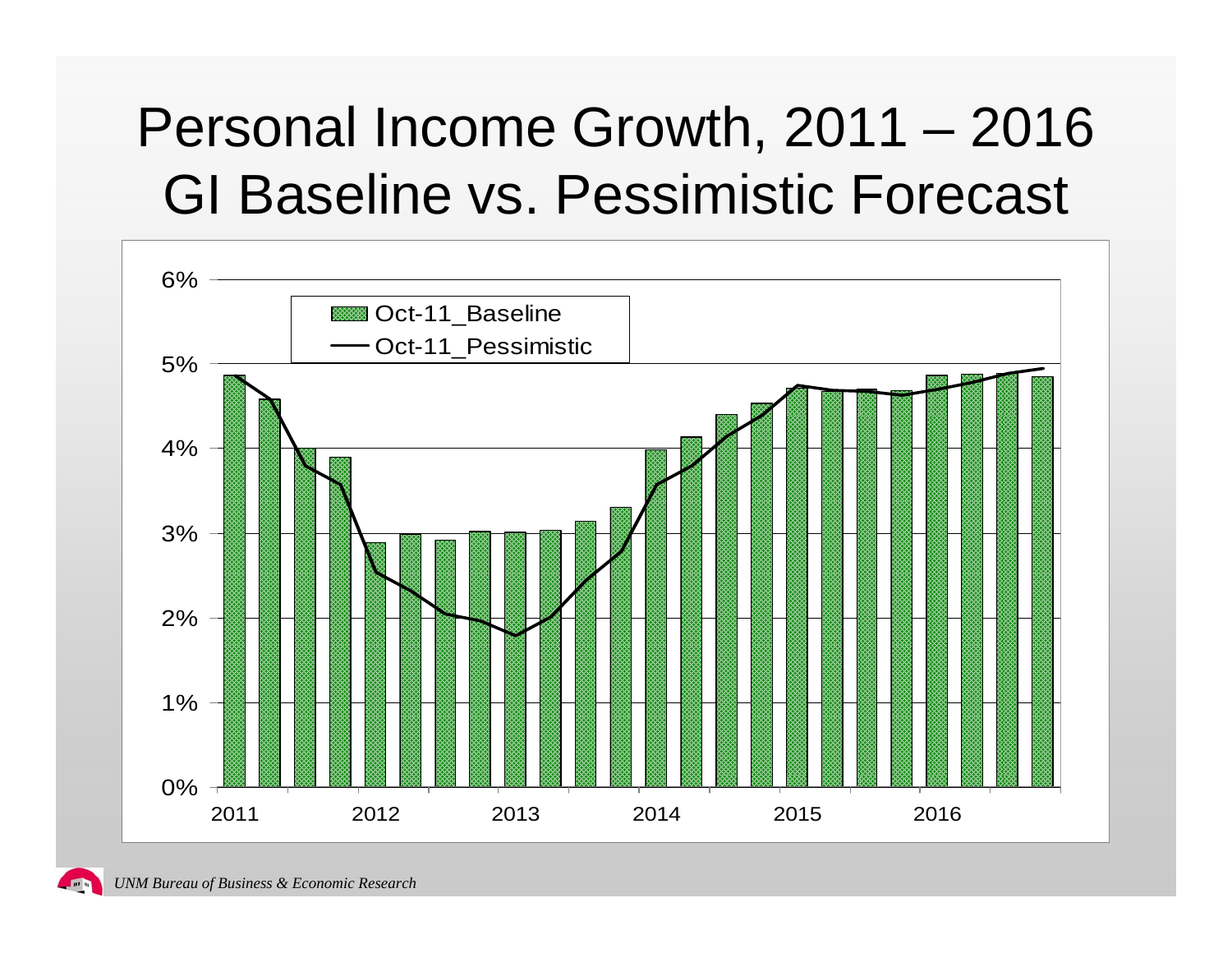# Personal Income Growth, 2011 – 2016
# GI Baseline vs. Pessimistic Forecast

*UNM Bureau of Business & Economic Research*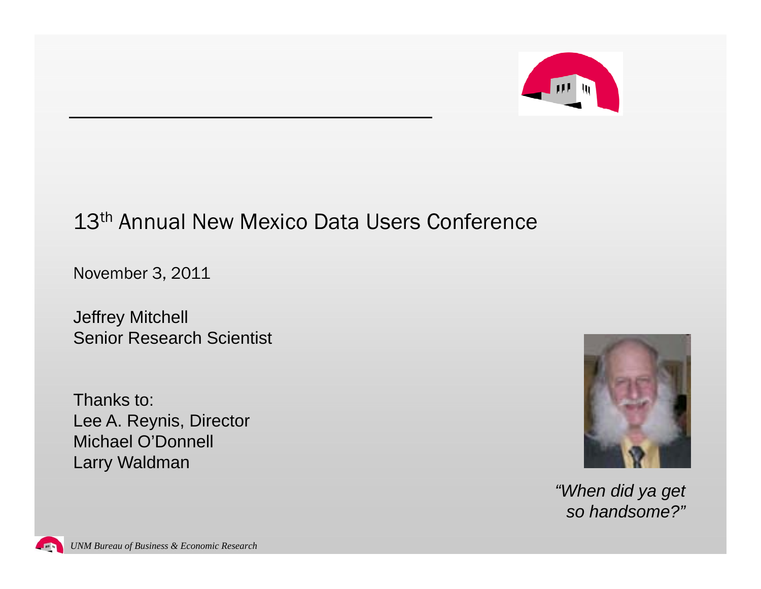# 13th Annual New Mexico Data Users Conference

November 3, 2011

Jeffrey Mitchell
Senior Research Scientist

Thanks to:
Lee A. Reynis, Director
Michael O'Donnell
Larry Waldman

*"When did ya get so handsome?"*